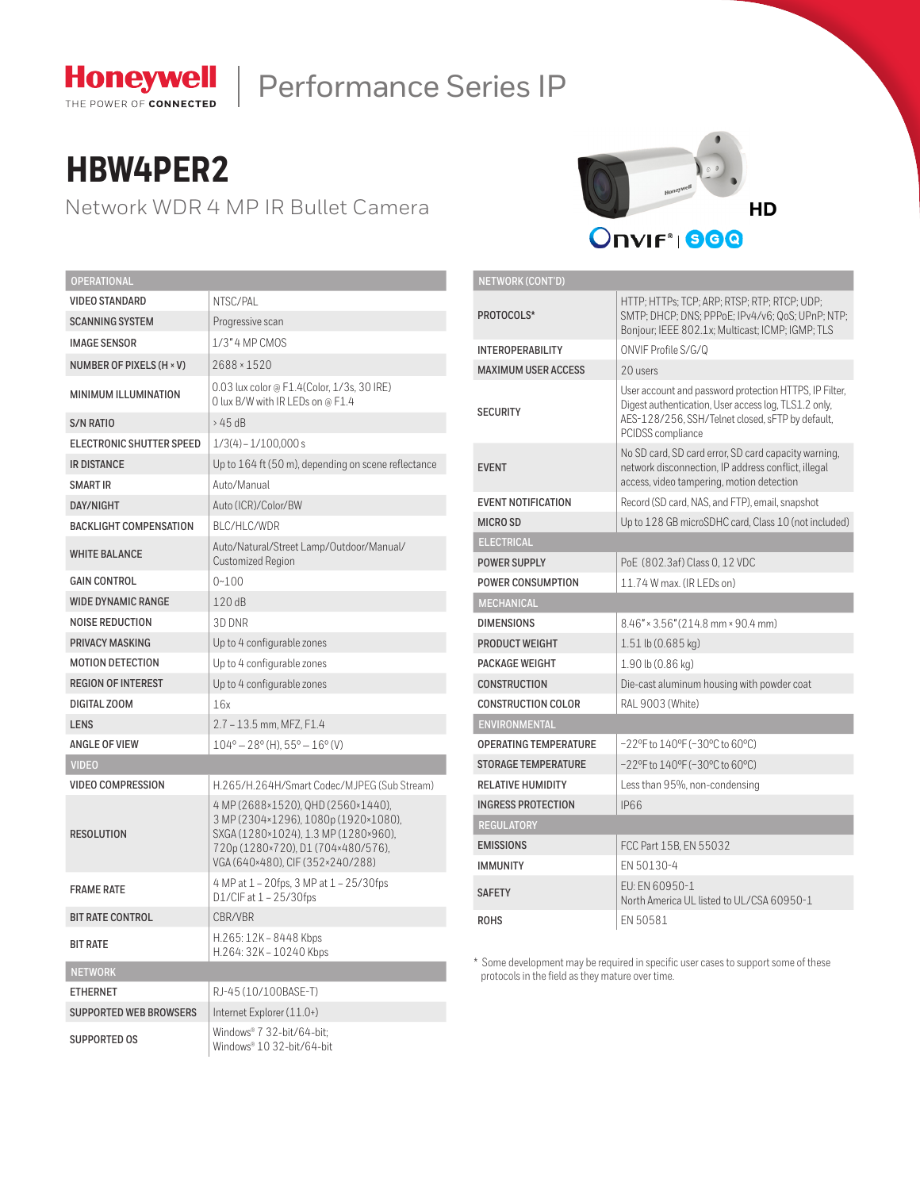# Honeywell | Performance Series IP

THE POWER OF CONNECTED

# HBW4PER2

Network WDR 4 MP IR Bullet Camera

HD

ONVIF® | S G Q

| OPERATIONAL | |
|---|---|
| VIDEO STANDARD | NTSC/PAL |
| SCANNING SYSTEM | Progressive scan |
| IMAGE SENSOR | 1/3" 4 MP CMOS |
| NUMBER OF PIXELS (H × V) | 2688 × 1520 |
| MINIMUM ILLUMINATION | 0.03 lux color @ F1.4(Color, 1/3s, 30 IRE)<br>0 lux B/W with IR LEDs on @ F1.4 |
| S/N RATIO | > 45 dB |
| ELECTRONIC SHUTTER SPEED | 1/3(4) – 1/100,000 s |
| IR DISTANCE | Up to 164 ft (50 m), depending on scene reflectance |
| SMART IR | Auto/Manual |
| DAY/NIGHT | Auto (ICR)/Color/BW |
| BACKLIGHT COMPENSATION | BLC/HLC/WDR |
| WHITE BALANCE | Auto/Natural/Street Lamp/Outdoor/Manual/<br>Customized Region |
| GAIN CONTROL | 0~100 |
| WIDE DYNAMIC RANGE | 120 dB |
| NOISE REDUCTION | 3D DNR |
| PRIVACY MASKING | Up to 4 configurable zones |
| MOTION DETECTION | Up to 4 configurable zones |
| REGION OF INTEREST | Up to 4 configurable zones |
| DIGITAL ZOOM | 16x |
| LENS | 2.7 – 13.5 mm, MFZ, F1.4 |
| ANGLE OF VIEW | 104° – 28° (H), 55° – 16° (V) |
| **VIDEO** | |
| VIDEO COMPRESSION | H.265/H.264H/Smart Codec/MJPEG (Sub Stream) |
| RESOLUTION | 4 MP (2688×1520), QHD (2560×1440),<br>3 MP (2304×1296), 1080p (1920×1080),<br>SXGA (1280×1024), 1.3 MP (1280×960),<br>720p (1280×720), D1 (704×480/576),<br>VGA (640×480), CIF (352×240/288) |
| FRAME RATE | 4 MP at 1 – 20fps, 3 MP at 1 – 25/30fps<br>D1/CIF at 1 – 25/30fps |
| BIT RATE CONTROL | CBR/VBR |
| BIT RATE | H.265: 12K – 8448 Kbps<br>H.264: 32K – 10240 Kbps |
| **NETWORK** | |
| ETHERNET | RJ-45 (10/100BASE-T) |
| SUPPORTED WEB BROWSERS | Internet Explorer (11.0+) |
| SUPPORTED OS | Windows® 7 32-bit/64-bit;<br>Windows® 10 32-bit/64-bit |

| NETWORK (CONT'D) | |
|---|---|
| PROTOCOLS* | HTTP; HTTPs; TCP; ARP; RTSP; RTP; RTCP; UDP; SMTP; DHCP; DNS; PPPoE; IPv4/v6; QoS; UPnP; NTP; Bonjour; IEEE 802.1x; Multicast; ICMP; IGMP; TLS |
| INTEROPERABILITY | ONVIF Profile S/G/Q |
| MAXIMUM USER ACCESS | 20 users |
| SECURITY | User account and password protection HTTPS, IP Filter, Digest authentication, User access log, TLS1.2 only, AES-128/256, SSH/Telnet closed, sFTP by default, PCIDSS compliance |
| EVENT | No SD card, SD card error, SD card capacity warning, network disconnection, IP address conflict, illegal access, video tampering, motion detection |
| EVENT NOTIFICATION | Record (SD card, NAS, and FTP), email, snapshot |
| MICRO SD | Up to 128 GB microSDHC card, Class 10 (not included) |
| **ELECTRICAL** | |
| POWER SUPPLY | PoE (802.3af) Class 0, 12 VDC |
| POWER CONSUMPTION | 11.74 W max. (IR LEDs on) |
| **MECHANICAL** | |
| DIMENSIONS | 8.46" × 3.56" (214.8 mm × 90.4 mm) |
| PRODUCT WEIGHT | 1.51 lb (0.685 kg) |
| PACKAGE WEIGHT | 1.90 lb (0.86 kg) |
| CONSTRUCTION | Die-cast aluminum housing with powder coat |
| CONSTRUCTION COLOR | RAL 9003 (White) |
| **ENVIRONMENTAL** | |
| OPERATING TEMPERATURE | −22°F to 140°F (−30°C to 60°C) |
| STORAGE TEMPERATURE | −22°F to 140°F (−30°C to 60°C) |
| RELATIVE HUMIDITY | Less than 95%, non-condensing |
| INGRESS PROTECTION | IP66 |
| **REGULATORY** | |
| EMISSIONS | FCC Part 15B, EN 55032 |
| IMMUNITY | EN 50130-4 |
| SAFETY | EU: EN 60950-1<br>North America UL listed to UL/CSA 60950-1 |
| ROHS | EN 50581 |

* Some development may be required in specific user cases to support some of these protocols in the field as they mature over time.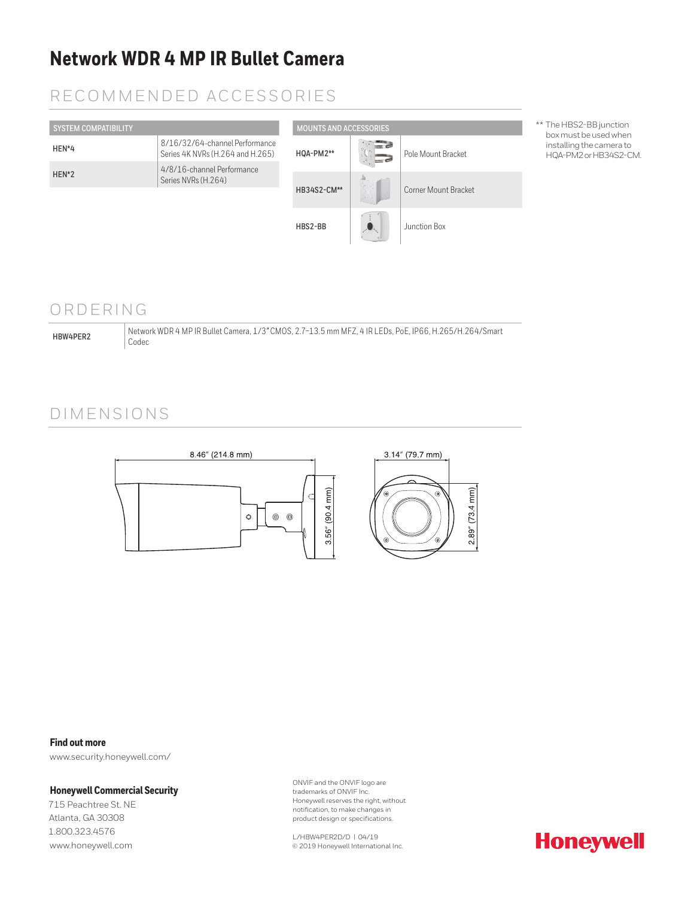# Network WDR 4 MP IR Bullet Camera

## RECOMMENDED ACCESSORIES

| SYSTEM COMPATIBILITY | |
|---|---|
| HEN*4 | 8/16/32/64-channel Performance Series 4K NVRs (H.264 and H.265) |
| HEN*2 | 4/8/16-channel Performance Series NVRs (H.264) |

| MOUNTS AND ACCESSORIES | | |
|---|---|---|
| HQA-PM2** | | Pole Mount Bracket |
| HB34S2-CM** | | Corner Mount Bracket |
| HBS2-BB | | Junction Box |

** The HBS2-BB junction box must be used when installing the camera to HQA-PM2 or HB34S2-CM.

## ORDERING

| | |
|---|---|
| HBW4PER2 | Network WDR 4 MP IR Bullet Camera, 1/3" CMOS, 2.7–13.5 mm MFZ, 4 IR LEDs, PoE, IP66, H.265/H.264/Smart Codec |

## DIMENSIONS

8.46" (214.8 mm)

3.56" (90.4 mm)

3.14" (79.7 mm)

2.89" (73.4 mm)

**Find out more**

www.security.honeywell.com/

**Honeywell Commercial Security**

715 Peachtree St. NE
Atlanta, GA 30308
1.800.323.4576
www.honeywell.com

ONVIF and the ONVIF logo are trademarks of ONVIF Inc.
Honeywell reserves the right, without notification, to make changes in product design or specifications.

L/HBW4PER2D/D | 04/19
© 2019 Honeywell International Inc.

Honeywell